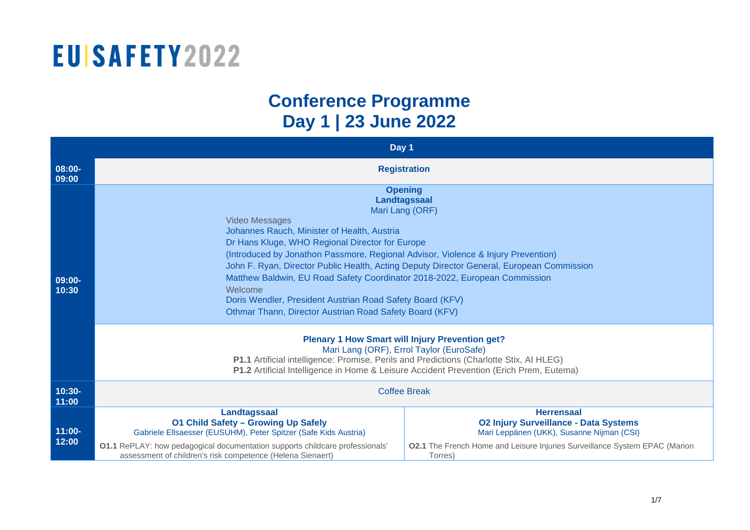# EU|SAFETY2022

## Conference Programme
## Day 1 | 23 June 2022

| Day 1 | | |
|---|---|---|
| 08:00-09:00 | **Registration** | |
| 09:00-10:30 | **Opening**<br>**Landtagssaal**<br>Mari Lang (ORF)<br>Video Messages<br>Johannes Rauch, Minister of Health, Austria<br>Dr Hans Kluge, WHO Regional Director for Europe<br>(Introduced by Jonathon Passmore, Regional Advisor, Violence & Injury Prevention)<br>John F. Ryan, Director Public Health, Acting Deputy Director General, European Commission<br>Matthew Baldwin, EU Road Safety Coordinator 2018-2022, European Commission<br>Welcome<br>Doris Wendler, President Austrian Road Safety Board (KFV)<br>Othmar Thann, Director Austrian Road Safety Board (KFV) | |
| | **Plenary 1 How Smart will Injury Prevention get?**<br>Mari Lang (ORF), Errol Taylor (EuroSafe)<br>**P1.1** Artificial intelligence: Promise, Perils and Predictions (Charlotte Stix, AI HLEG)<br>**P1.2** Artificial Intelligence in Home & Leisure Accident Prevention (Erich Prem, Eutema) | |
| 10:30-11:00 | Coffee Break | |
| 11:00-12:00 | **Landtagssaal**<br>**O1 Child Safety – Growing Up Safely**<br>Gabriele Ellsaesser (EUSUHM), Peter Spitzer (Safe Kids Austria)<br>**O1.1** RePLAY: how pedagogical documentation supports childcare professionals' assessment of children's risk competence (Helena Sienaert) | **Herrensaal**<br>**O2 Injury Surveillance - Data Systems**<br>Mari Leppänen (UKK), Susanne Nijman (CSI)<br>**O2.1** The French Home and Leisure Injuries Surveillance System EPAC (Marion Torres) |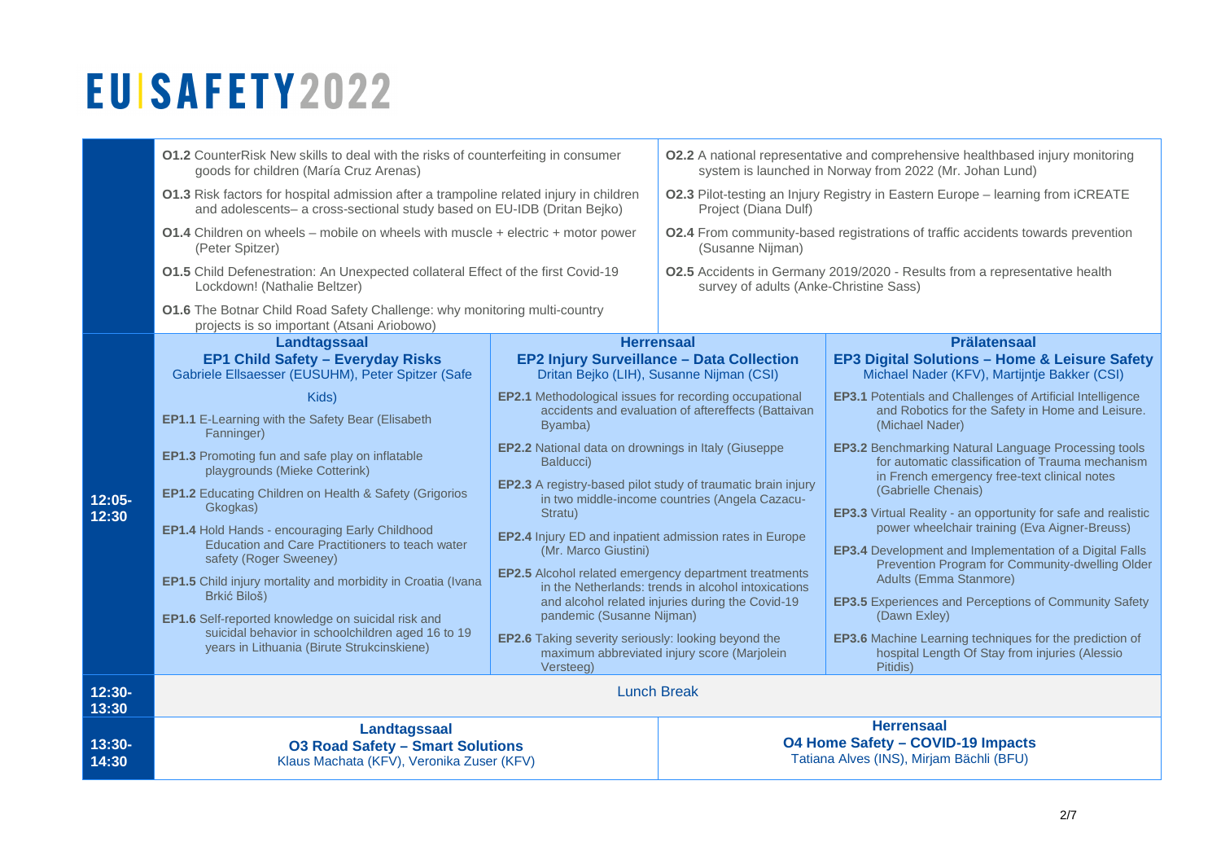# EU|SAFETY2022

| Time | | | |
|---|---|---|---|
| | **O1.2** CounterRisk New skills to deal with the risks of counterfeiting in consumer goods for children (María Cruz Arenas)<br>**O1.3** Risk factors for hospital admission after a trampoline related injury in children and adolescents– a cross-sectional study based on EU-IDB (Dritan Bejko)<br>**O1.4** Children on wheels – mobile on wheels with muscle + electric + motor power (Peter Spitzer)<br>**O1.5** Child Defenestration: An Unexpected collateral Effect of the first Covid-19 Lockdown! (Nathalie Beltzer)<br>**O1.6** The Botnar Child Road Safety Challenge: why monitoring multi-country projects is so important (Atsani Ariobowo) | | **O2.2** A national representative and comprehensive healthbased injury monitoring system is launched in Norway from 2022 (Mr. Johan Lund)<br>**O2.3** Pilot-testing an Injury Registry in Eastern Europe – learning from iCREATE Project (Diana Dulf)<br>**O2.4** From community-based registrations of traffic accidents towards prevention (Susanne Nijman)<br>**O2.5** Accidents in Germany 2019/2020 - Results from a representative health survey of adults (Anke-Christine Sass) |
| **12:05-12:30** | **Landtagssaal**<br>**EP1 Child Safety – Everyday Risks**<br>Gabriele Ellsaesser (EUSUHM), Peter Spitzer (Safe Kids)<br>**EP1.1** E-Learning with the Safety Bear (Elisabeth Fanninger)<br>**EP1.3** Promoting fun and safe play on inflatable playgrounds (Mieke Cotterink)<br>**EP1.2** Educating Children on Health & Safety (Grigorios Gkogkas)<br>**EP1.4** Hold Hands - encouraging Early Childhood Education and Care Practitioners to teach water safety (Roger Sweeney)<br>**EP1.5** Child injury mortality and morbidity in Croatia (Ivana Brkić Biloš)<br>**EP1.6** Self-reported knowledge on suicidal risk and suicidal behavior in schoolchildren aged 16 to 19 years in Lithuania (Birute Strukcinskiene) | **Herrensaal**<br>**EP2 Injury Surveillance – Data Collection**<br>Dritan Bejko (LIH), Susanne Nijman (CSI)<br>**EP2.1** Methodological issues for recording occupational accidents and evaluation of aftereffects (Battaivan Byamba)<br>**EP2.2** National data on drownings in Italy (Giuseppe Balducci)<br>**EP2.3** A registry-based pilot study of traumatic brain injury in two middle-income countries (Angela Cazacu-Stratu)<br>**EP2.4** Injury ED and inpatient admission rates in Europe (Mr. Marco Giustini)<br>**EP2.5** Alcohol related emergency department treatments in the Netherlands: trends in alcohol intoxications and alcohol related injuries during the Covid-19 pandemic (Susanne Nijman)<br>**EP2.6** Taking severity seriously: looking beyond the maximum abbreviated injury score (Marjolein Versteeg) | **Prälatensaal**<br>**EP3 Digital Solutions – Home & Leisure Safety**<br>Michael Nader (KFV), Martijntje Bakker (CSI)<br>**EP3.1** Potentials and Challenges of Artificial Intelligence and Robotics for the Safety in Home and Leisure. (Michael Nader)<br>**EP3.2** Benchmarking Natural Language Processing tools for automatic classification of Trauma mechanism in French emergency free-text clinical notes (Gabrielle Chenais)<br>**EP3.3** Virtual Reality - an opportunity for safe and realistic power wheelchair training (Eva Aigner-Breuss)<br>**EP3.4** Development and Implementation of a Digital Falls Prevention Program for Community-dwelling Older Adults (Emma Stanmore)<br>**EP3.5** Experiences and Perceptions of Community Safety (Dawn Exley)<br>**EP3.6** Machine Learning techniques for the prediction of hospital Length Of Stay from injuries (Alessio Pitidis) |
| **12:30-13:30** | Lunch Break | | |
| **13:30-14:30** | **Landtagssaal**<br>**O3 Road Safety – Smart Solutions**<br>Klaus Machata (KFV), Veronika Zuser (KFV) | | **Herrensaal**<br>**O4 Home Safety – COVID-19 Impacts**<br>Tatiana Alves (INS), Mirjam Bächli (BFU) |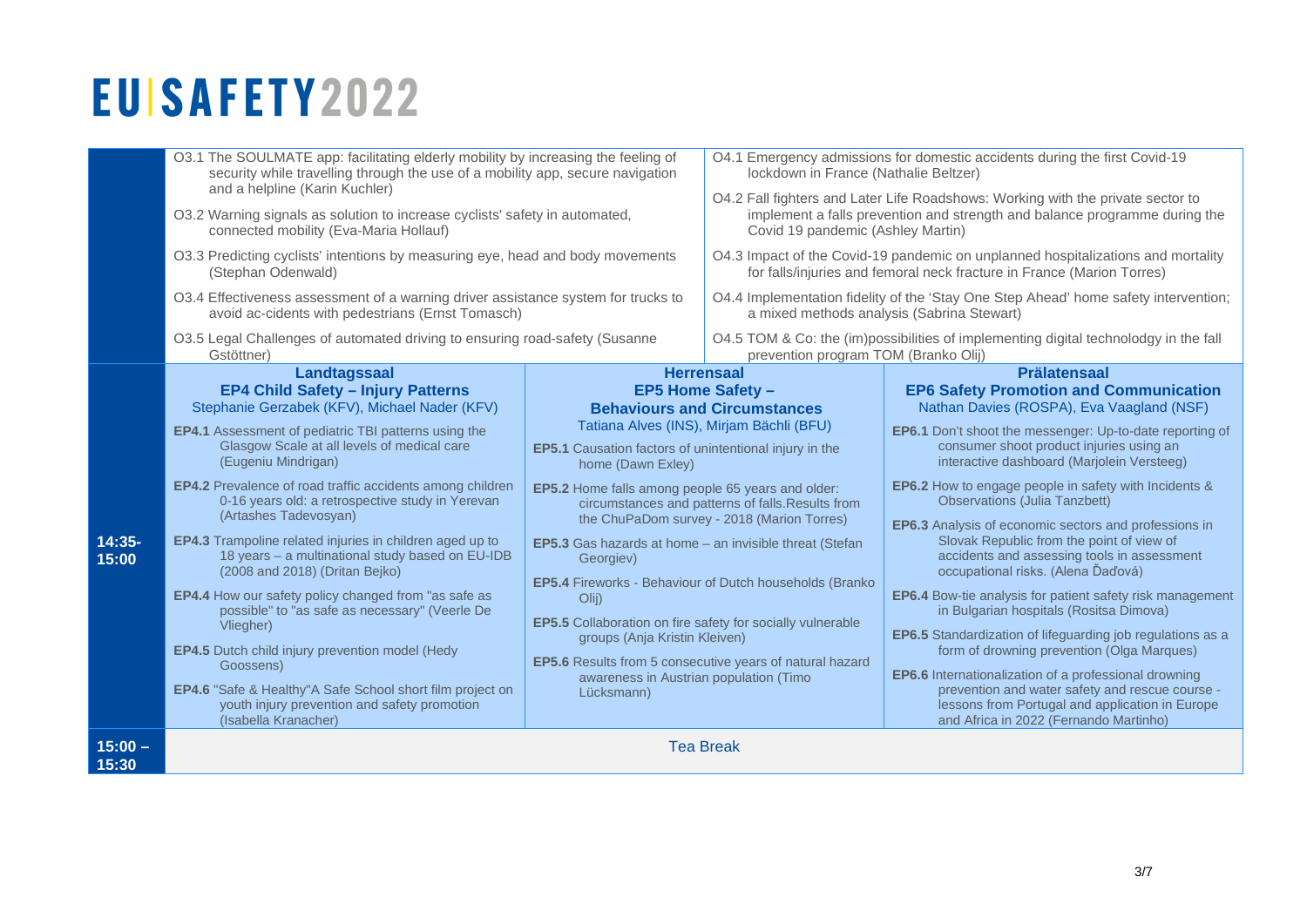# EU SAFETY 2022

| Time | | | |
|---|---|---|---|
| | O3.1 The SOULMATE app: facilitating elderly mobility by increasing the feeling of security while travelling through the use of a mobility app, secure navigation and a helpline (Karin Kuchler)<br>O3.2 Warning signals as solution to increase cyclists' safety in automated, connected mobility (Eva-Maria Hollauf)<br>O3.3 Predicting cyclists' intentions by measuring eye, head and body movements (Stephan Odenwald)<br>O3.4 Effectiveness assessment of a warning driver assistance system for trucks to avoid ac-cidents with pedestrians (Ernst Tomasch)<br>O3.5 Legal Challenges of automated driving to ensuring road-safety (Susanne Gstöttner) | | O4.1 Emergency admissions for domestic accidents during the first Covid-19 lockdown in France (Nathalie Beltzer)<br>O4.2 Fall fighters and Later Life Roadshows: Working with the private sector to implement a falls prevention and strength and balance programme during the Covid 19 pandemic (Ashley Martin)<br>O4.3 Impact of the Covid-19 pandemic on unplanned hospitalizations and mortality for falls/injuries and femoral neck fracture in France (Marion Torres)<br>O4.4 Implementation fidelity of the 'Stay One Step Ahead' home safety intervention; a mixed methods analysis (Sabrina Stewart)<br>O4.5 TOM & Co: the (im)possibilities of implementing digital technolodgy in the fall prevention program TOM (Branko Olij) |
| 14:35-15:00 | **Landtagssaal**<br>**EP4 Child Safety – Injury Patterns**<br>Stephanie Gerzabek (KFV), Michael Nader (KFV)<br>**EP4.1** Assessment of pediatric TBI patterns using the Glasgow Scale at all levels of medical care (Eugeniu Mindrigan)<br>**EP4.2** Prevalence of road traffic accidents among children 0-16 years old: a retrospective study in Yerevan (Artashes Tadevosyan)<br>**EP4.3** Trampoline related injuries in children aged up to 18 years – a multinational study based on EU-IDB (2008 and 2018) (Dritan Bejko)<br>**EP4.4** How our safety policy changed from "as safe as possible" to "as safe as necessary" (Veerle De Vliegher)<br>**EP4.5** Dutch child injury prevention model (Hedy Goossens)<br>**EP4.6** "Safe & Healthy"A Safe School short film project on youth injury prevention and safety promotion (Isabella Kranacher) | **Herrensaal**<br>**EP5 Home Safety – Behaviours and Circumstances**<br>Tatiana Alves (INS), Mirjam Bächli (BFU)<br>**EP5.1** Causation factors of unintentional injury in the home (Dawn Exley)<br>**EP5.2** Home falls among people 65 years and older: circumstances and patterns of falls.Results from the ChuPaDom survey - 2018 (Marion Torres)<br>**EP5.3** Gas hazards at home – an invisible threat (Stefan Georgiev)<br>**EP5.4** Fireworks - Behaviour of Dutch households (Branko Olij)<br>**EP5.5** Collaboration on fire safety for socially vulnerable groups (Anja Kristin Kleiven)<br>**EP5.6** Results from 5 consecutive years of natural hazard awareness in Austrian population (Timo Lücksmann) | **Prälatensaal**<br>**EP6 Safety Promotion and Communication**<br>Nathan Davies (ROSPA), Eva Vaagland (NSF)<br>**EP6.1** Don't shoot the messenger: Up-to-date reporting of consumer shoot product injuries using an interactive dashboard (Marjolein Versteeg)<br>**EP6.2** How to engage people in safety with Incidents & Observations (Julia Tanzbett)<br>**EP6.3** Analysis of economic sectors and professions in Slovak Republic from the point of view of accidents and assessing tools in assessment occupational risks. (Alena Ďaďová)<br>**EP6.4** Bow-tie analysis for patient safety risk management in Bulgarian hospitals (Rositsa Dimova)<br>**EP6.5** Standardization of lifeguarding job regulations as a form of drowning prevention (Olga Marques)<br>**EP6.6** Internationalization of a professional drowning prevention and water safety and rescue course - lessons from Portugal and application in Europe and Africa in 2022 (Fernando Martinho) |
| 15:00 – 15:30 | Tea Break | | |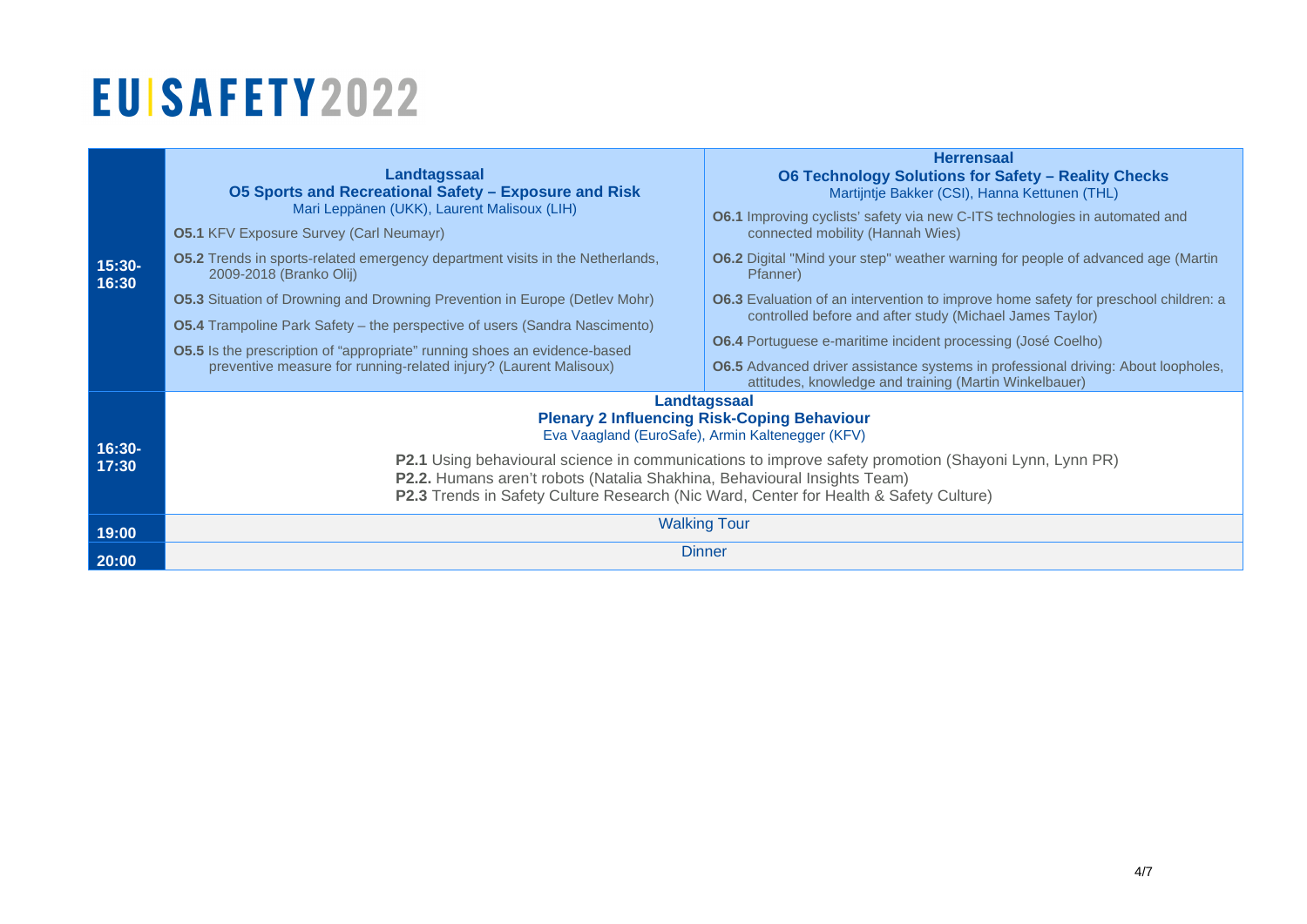# EU|SAFETY2022

| Time | Landtagssaal | Herrensaal |
|---|---|---|
| 15:30-16:30 | **Landtagssaal**<br>**O5 Sports and Recreational Safety – Exposure and Risk**<br>Mari Leppänen (UKK), Laurent Malisoux (LIH)<br>**O5.1** KFV Exposure Survey (Carl Neumayr)<br>**O5.2** Trends in sports-related emergency department visits in the Netherlands, 2009-2018 (Branko Olij)<br>**O5.3** Situation of Drowning and Drowning Prevention in Europe (Detlev Mohr)<br>**O5.4** Trampoline Park Safety – the perspective of users (Sandra Nascimento)<br>**O5.5** Is the prescription of "appropriate" running shoes an evidence-based preventive measure for running-related injury? (Laurent Malisoux) | **Herrensaal**<br>**O6 Technology Solutions for Safety – Reality Checks**<br>Martijntje Bakker (CSI), Hanna Kettunen (THL)<br>**O6.1** Improving cyclists' safety via new C-ITS technologies in automated and connected mobility (Hannah Wies)<br>**O6.2** Digital "Mind your step" weather warning for people of advanced age (Martin Pfanner)<br>**O6.3** Evaluation of an intervention to improve home safety for preschool children: a controlled before and after study (Michael James Taylor)<br>**O6.4** Portuguese e-maritime incident processing (José Coelho)<br>**O6.5** Advanced driver assistance systems in professional driving: About loopholes, attitudes, knowledge and training (Martin Winkelbauer) |
| 16:30-17:30 | **Landtagssaal**<br>**Plenary 2 Influencing Risk-Coping Behaviour**<br>Eva Vaagland (EuroSafe), Armin Kaltenegger (KFV)<br>**P2.1** Using behavioural science in communications to improve safety promotion (Shayoni Lynn, Lynn PR)<br>**P2.2.** Humans aren't robots (Natalia Shakhina, Behavioural Insights Team)<br>**P2.3** Trends in Safety Culture Research (Nic Ward, Center for Health & Safety Culture) | |
| 19:00 | Walking Tour | |
| 20:00 | Dinner | |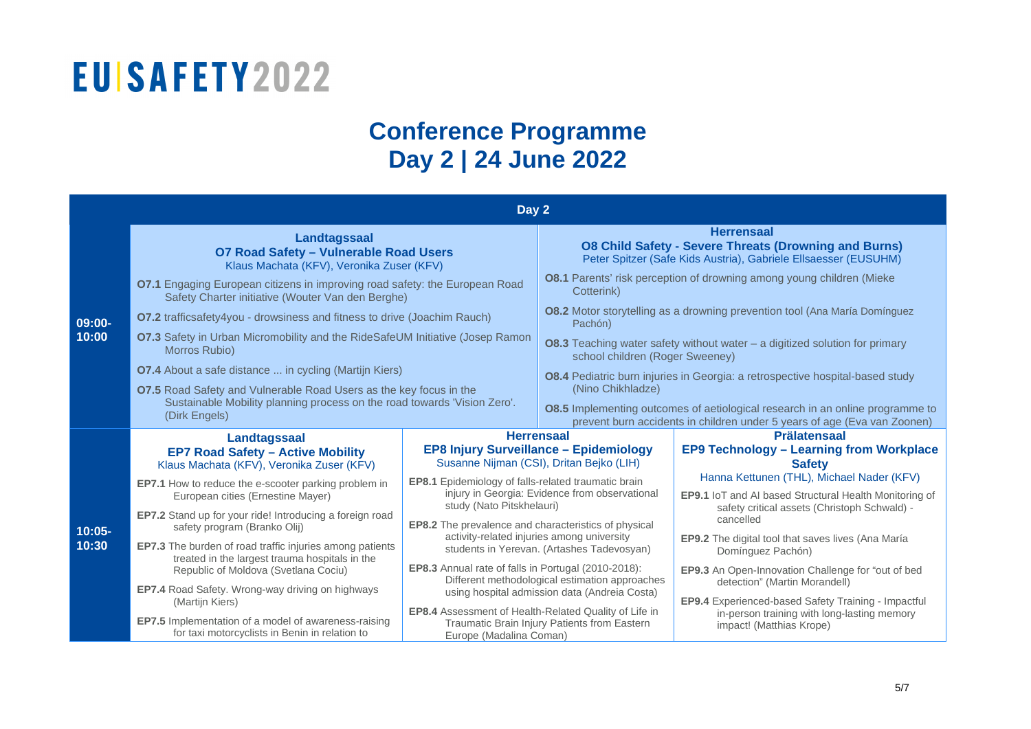EU|SAFETY2022

# Conference Programme
## Day 2 | 24 June 2022

**Day 2**

### 09:00–10:00

#### Landtagssaal
**O7 Road Safety – Vulnerable Road Users**
Klaus Machata (KFV), Veronika Zuser (KFV)

- **O7.1** Engaging European citizens in improving road safety: the European Road Safety Charter initiative (Wouter Van den Berghe)
- **O7.2** trafficsafety4you - drowsiness and fitness to drive (Joachim Rauch)
- **O7.3** Safety in Urban Micromobility and the RideSafeUM Initiative (Josep Ramon Morros Rubio)
- **O7.4** About a safe distance ... in cycling (Martijn Kiers)
- **O7.5** Road Safety and Vulnerable Road Users as the key focus in the Sustainable Mobility planning process on the road towards 'Vision Zero'. (Dirk Engels)

#### Herrensaal
**O8 Child Safety - Severe Threats (Drowning and Burns)**
Peter Spitzer (Safe Kids Austria), Gabriele Ellsaesser (EUSUHM)

- **O8.1** Parents' risk perception of drowning among young children (Mieke Cotterink)
- **O8.2** Motor storytelling as a drowning prevention tool (Ana María Domínguez Pachón)
- **O8.3** Teaching water safety without water – a digitized solution for primary school children (Roger Sweeney)
- **O8.4** Pediatric burn injuries in Georgia: a retrospective hospital-based study (Nino Chikhladze)
- **O8.5** Implementing outcomes of aetiological research in an online programme to prevent burn accidents in children under 5 years of age (Eva van Zoonen)

### 10:05–10:30

#### Landtagssaal
**EP7 Road Safety – Active Mobility**
Klaus Machata (KFV), Veronika Zuser (KFV)

- **EP7.1** How to reduce the e-scooter parking problem in European cities (Ernestine Mayer)
- **EP7.2** Stand up for your ride! Introducing a foreign road safety program (Branko Olij)
- **EP7.3** The burden of road traffic injuries among patients treated in the largest trauma hospitals in the Republic of Moldova (Svetlana Cociu)
- **EP7.4** Road Safety. Wrong-way driving on highways (Martijn Kiers)
- **EP7.5** Implementation of a model of awareness-raising for taxi motorcyclists in Benin in relation to

#### Herrensaal
**EP8 Injury Surveillance – Epidemiology**
Susanne Nijman (CSI), Dritan Bejko (LIH)

- **EP8.1** Epidemiology of falls-related traumatic brain injury in Georgia: Evidence from observational study (Nato Pitskhelauri)
- **EP8.2** The prevalence and characteristics of physical activity-related injuries among university students in Yerevan. (Artashes Tadevosyan)
- **EP8.3** Annual rate of falls in Portugal (2010-2018): Different methodological estimation approaches using hospital admission data (Andreia Costa)
- **EP8.4** Assessment of Health-Related Quality of Life in Traumatic Brain Injury Patients from Eastern Europe (Madalina Coman)

#### Prälatensaal
**EP9 Technology – Learning from Workplace Safety**
Hanna Kettunen (THL), Michael Nader (KFV)

- **EP9.1** IoT and AI based Structural Health Monitoring of safety critical assets (Christoph Schwald) - cancelled
- **EP9.2** The digital tool that saves lives (Ana María Domínguez Pachón)
- **EP9.3** An Open-Innovation Challenge for "out of bed detection" (Martin Morandell)
- **EP9.4** Experienced-based Safety Training - Impactful in-person training with long-lasting memory impact! (Matthias Krope)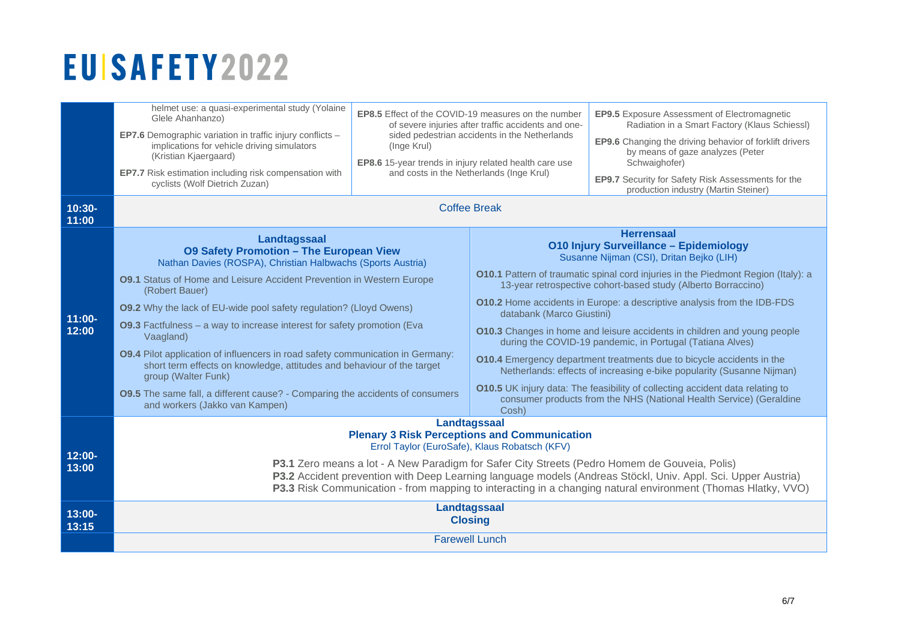# EU SAFETY 2022

| Time | | | |
|---|---|---|---|
| | helmet use: a quasi-experimental study (Yolaine Glele Ahanhanzo)<br>**EP7.6** Demographic variation in traffic injury conflicts – implications for vehicle driving simulators (Kristian Kjaergaard)<br>**EP7.7** Risk estimation including risk compensation with cyclists (Wolf Dietrich Zuzan) | **EP8.5** Effect of the COVID-19 measures on the number of severe injuries after traffic accidents and one-sided pedestrian accidents in the Netherlands (Inge Krul)<br>**EP8.6** 15-year trends in injury related health care use and costs in the Netherlands (Inge Krul) | **EP9.5** Exposure Assessment of Electromagnetic Radiation in a Smart Factory (Klaus Schiessl)<br>**EP9.6** Changing the driving behavior of forklift drivers by means of gaze analyzes (Peter Schwaighofer)<br>**EP9.7** Security for Safety Risk Assessments for the production industry (Martin Steiner) |
| **10:30-11:00** | Coffee Break | | |
| **11:00-12:00** | **Landtagssaal**<br>**O9 Safety Promotion – The European View**<br>Nathan Davies (ROSPA), Christian Halbwachs (Sports Austria)<br>**O9.1** Status of Home and Leisure Accident Prevention in Western Europe (Robert Bauer)<br>**O9.2** Why the lack of EU-wide pool safety regulation? (Lloyd Owens)<br>**O9.3** Factfulness – a way to increase interest for safety promotion (Eva Vaagland)<br>**O9.4** Pilot application of influencers in road safety communication in Germany: short term effects on knowledge, attitudes and behaviour of the target group (Walter Funk)<br>**O9.5** The same fall, a different cause? - Comparing the accidents of consumers and workers (Jakko van Kampen) | **Herrensaal**<br>**O10 Injury Surveillance – Epidemiology**<br>Susanne Nijman (CSI), Dritan Bejko (LIH)<br>**O10.1** Pattern of traumatic spinal cord injuries in the Piedmont Region (Italy): a 13-year retrospective cohort-based study (Alberto Borraccino)<br>**O10.2** Home accidents in Europe: a descriptive analysis from the IDB-FDS databank (Marco Giustini)<br>**O10.3** Changes in home and leisure accidents in children and young people during the COVID-19 pandemic, in Portugal (Tatiana Alves)<br>**O10.4** Emergency department treatments due to bicycle accidents in the Netherlands: effects of increasing e-bike popularity (Susanne Nijman)<br>**O10.5** UK injury data: The feasibility of collecting accident data relating to consumer products from the NHS (National Health Service) (Geraldine Cosh) | |
| **12:00-13:00** | **Landtagssaal**<br>**Plenary 3 Risk Perceptions and Communication**<br>Errol Taylor (EuroSafe), Klaus Robatsch (KFV)<br>**P3.1** Zero means a lot - A New Paradigm for Safer City Streets (Pedro Homem de Gouveia, Polis)<br>**P3.2** Accident prevention with Deep Learning language models (Andreas Stöckl, Univ. Appl. Sci. Upper Austria)<br>**P3.3** Risk Communication - from mapping to interacting in a changing natural environment (Thomas Hlatky, VVO) | | |
| **13:00-13:15** | **Landtagssaal**<br>**Closing** | | |
| | Farewell Lunch | | |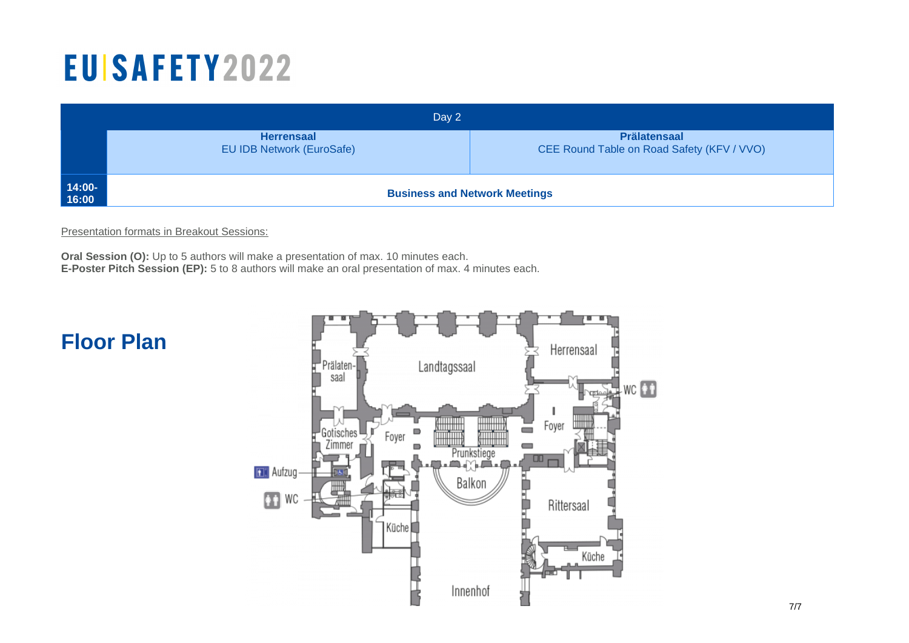# EU|SAFETY2022

| | Day 2 | |
|---|---|---|
| | **Herrensaal**<br>EU IDB Network (EuroSafe) | **Prälatensaal**<br>CEE Round Table on Road Safety (KFV / VVO) |
| **14:00-16:00** | **Business and Network Meetings** | |

Presentation formats in Breakout Sessions:

**Oral Session (O):** Up to 5 authors will make a presentation of max. 10 minutes each.
**E-Poster Pitch Session (EP):** 5 to 8 authors will make an oral presentation of max. 4 minutes each.

## Floor Plan

Prälatensaal
Landtagssaal
Herrensaal
WC
Gotisches Zimmer
Foyer
Foyer
Prunkstiege
Aufzug
Balkon
WC
Rittersaal
Küche
Küche
Innenhof